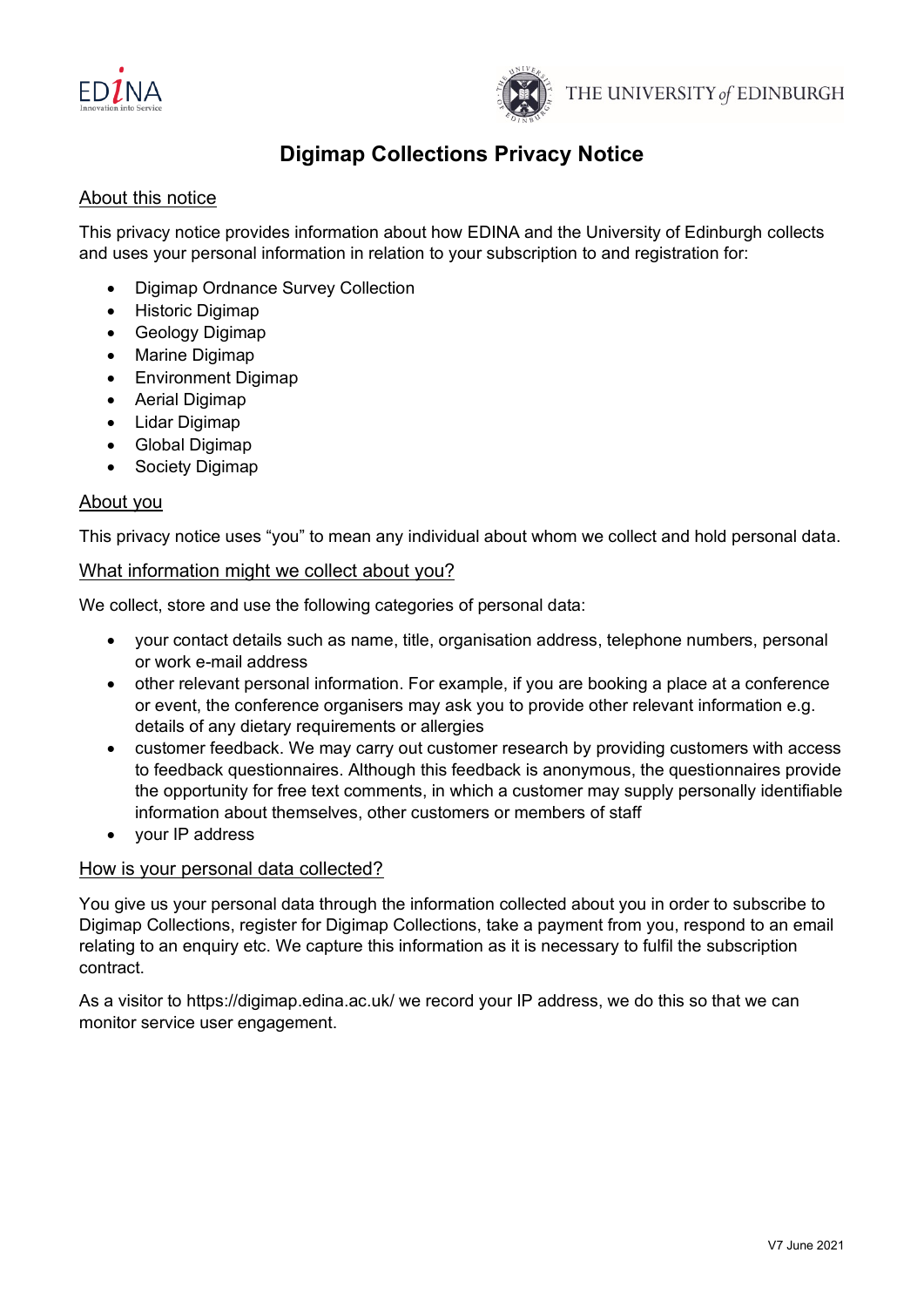# Digimap Collections Privacy Notice

## About this notice

This privacy notice provides information about how EDINA and the University of Edinburgh collects and uses your personal information in relation to your subscription to and registration for:

- Digimap Ordnance Survey Collection
- Historic Digimap
- Geology Digimap
- Marine Digimap
- Environment Digimap
- Aerial Digimap
- Lidar Digimap
- Global Digimap
- Society Digimap

## About you

This privacy notice uses "you" to mean any individual about whom we collect and hold personal data.

## What information might we collect about you?

We collect, store and use the following categories of personal data:

- your contact details such as name, title, organisation address, telephone numbers, personal or work e-mail address
- other relevant personal information. For example, if you are booking a place at a conference or event, the conference organisers may ask you to provide other relevant information e.g. details of any dietary requirements or allergies
- customer feedback. We may carry out customer research by providing customers with access to feedback questionnaires. Although this feedback is anonymous, the questionnaires provide the opportunity for free text comments, in which a customer may supply personally identifiable information about themselves, other customers or members of staff
- your IP address

## How is your personal data collected?

You give us your personal data through the information collected about you in order to subscribe to Digimap Collections, register for Digimap Collections, take a payment from you, respond to an email relating to an enquiry etc. We capture this information as it is necessary to fulfil the subscription contract.

As a visitor to https://digimap.edina.ac.uk/ we record your IP address, we do this so that we can monitor service user engagement.

V7 June 2021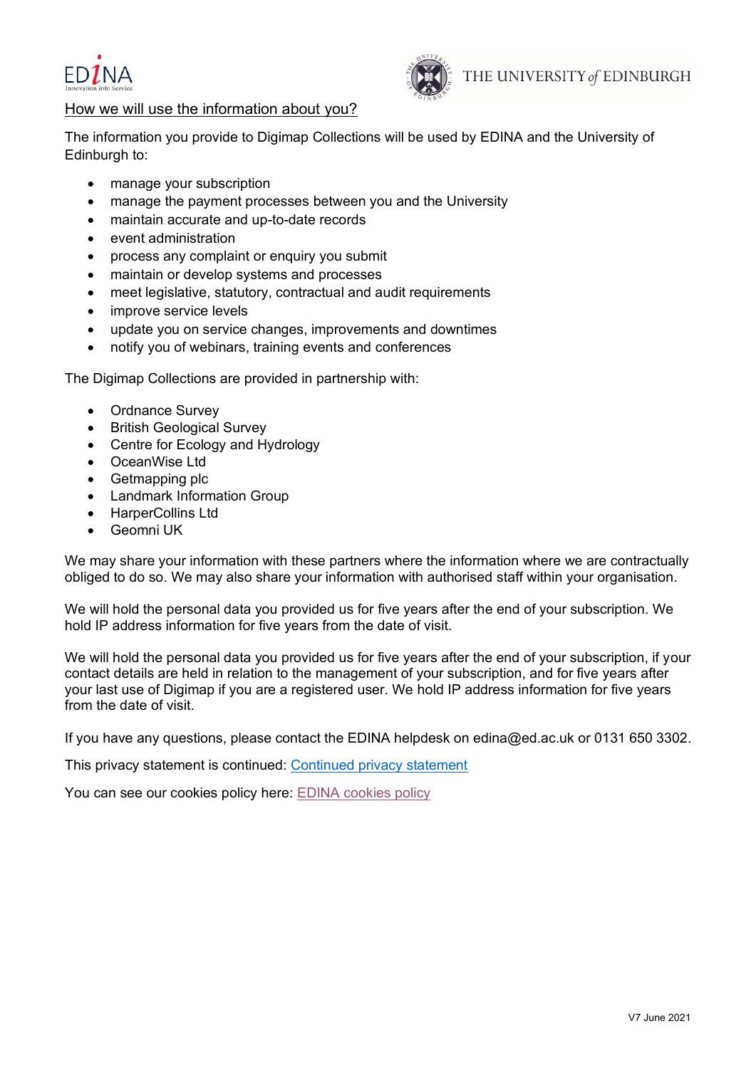## How we will use the information about you?

The information you provide to Digimap Collections will be used by EDINA and the University of Edinburgh to:

- manage your subscription
- manage the payment processes between you and the University
- maintain accurate and up-to-date records
- event administration
- process any complaint or enquiry you submit
- maintain or develop systems and processes
- meet legislative, statutory, contractual and audit requirements
- improve service levels
- update you on service changes, improvements and downtimes
- notify you of webinars, training events and conferences

The Digimap Collections are provided in partnership with:

- Ordnance Survey
- British Geological Survey
- Centre for Ecology and Hydrology
- OceanWise Ltd
- Getmapping plc
- Landmark Information Group
- HarperCollins Ltd
- Geomni UK

We may share your information with these partners where the information where we are contractually obliged to do so. We may also share your information with authorised staff within your organisation.

We will hold the personal data you provided us for five years after the end of your subscription. We hold IP address information for five years from the date of visit.

We will hold the personal data you provided us for five years after the end of your subscription, if your contact details are held in relation to the management of your subscription, and for five years after your last use of Digimap if you are a registered user. We hold IP address information for five years from the date of visit.

If you have any questions, please contact the EDINA helpdesk on edina@ed.ac.uk or 0131 650 3302.

This privacy statement is continued: Continued privacy statement

You can see our cookies policy here: EDINA cookies policy

V7 June 2021